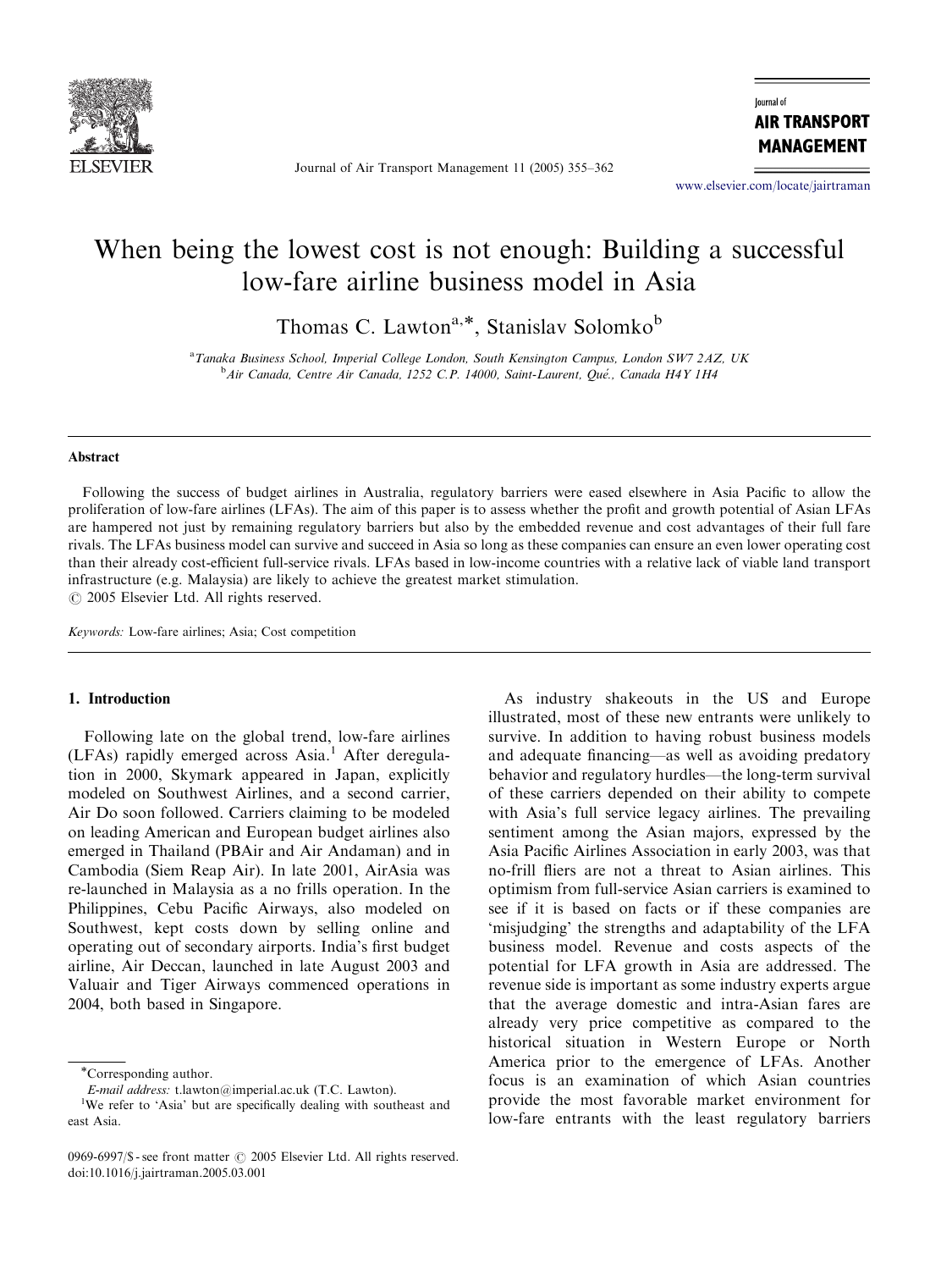# When being the lowest cost is not enough: Building a successful low-fare airline business model in Asia

Thomas C. Lawton[a,*], Stanislav Solomko[b]

[a] Tanaka Business School, Imperial College London, South Kensington Campus, London SW7 2AZ, UK

[b] Air Canada, Centre Air Canada, 1252 C.P. 14000, Saint-Laurent, Qué., Canada H4Y 1H4

## Abstract

Following the success of budget airlines in Australia, regulatory barriers were eased elsewhere in Asia Pacific to allow the proliferation of low-fare airlines (LFAs). The aim of this paper is to assess whether the profit and growth potential of Asian LFAs are hampered not just by remaining regulatory barriers but also by the embedded revenue and cost advantages of their full fare rivals. The LFAs business model can survive and succeed in Asia so long as these companies can ensure an even lower operating cost than their already cost-efficient full-service rivals. LFAs based in low-income countries with a relative lack of viable land transport infrastructure (e.g. Malaysia) are likely to achieve the greatest market stimulation.

© 2005 Elsevier Ltd. All rights reserved.

*Keywords:* Low-fare airlines; Asia; Cost competition

## 1. Introduction

Following late on the global trend, low-fare airlines (LFAs) rapidly emerged across Asia.[1] After deregulation in 2000, Skymark appeared in Japan, explicitly modeled on Southwest Airlines, and a second carrier, Air Do soon followed. Carriers claiming to be modeled on leading American and European budget airlines also emerged in Thailand (PBAir and Air Andaman) and in Cambodia (Siem Reap Air). In late 2001, AirAsia was re-launched in Malaysia as a no frills operation. In the Philippines, Cebu Pacific Airways, also modeled on Southwest, kept costs down by selling online and operating out of secondary airports. India's first budget airline, Air Deccan, launched in late August 2003 and Valuair and Tiger Airways commenced operations in 2004, both based in Singapore.

As industry shakeouts in the US and Europe illustrated, most of these new entrants were unlikely to survive. In addition to having robust business models and adequate financing—as well as avoiding predatory behavior and regulatory hurdles—the long-term survival of these carriers depended on their ability to compete with Asia's full service legacy airlines. The prevailing sentiment among the Asian majors, expressed by the Asia Pacific Airlines Association in early 2003, was that no-frill fliers are not a threat to Asian airlines. This optimism from full-service Asian carriers is examined to see if it is based on facts or if these companies are 'misjudging' the strengths and adaptability of the LFA business model. Revenue and costs aspects of the potential for LFA growth in Asia are addressed. The revenue side is important as some industry experts argue that the average domestic and intra-Asian fares are already very price competitive as compared to the historical situation in Western Europe or North America prior to the emergence of LFAs. Another focus is an examination of which Asian countries provide the most favorable market environment for low-fare entrants with the least regulatory barriers

*Corresponding author.

*E-mail address:* t.lawton@imperial.ac.uk (T.C. Lawton).

[1] We refer to 'Asia' but are specifically dealing with southeast and east Asia.

0969-6997/$ - see front matter © 2005 Elsevier Ltd. All rights reserved.

doi:10.1016/j.jairtraman.2005.03.001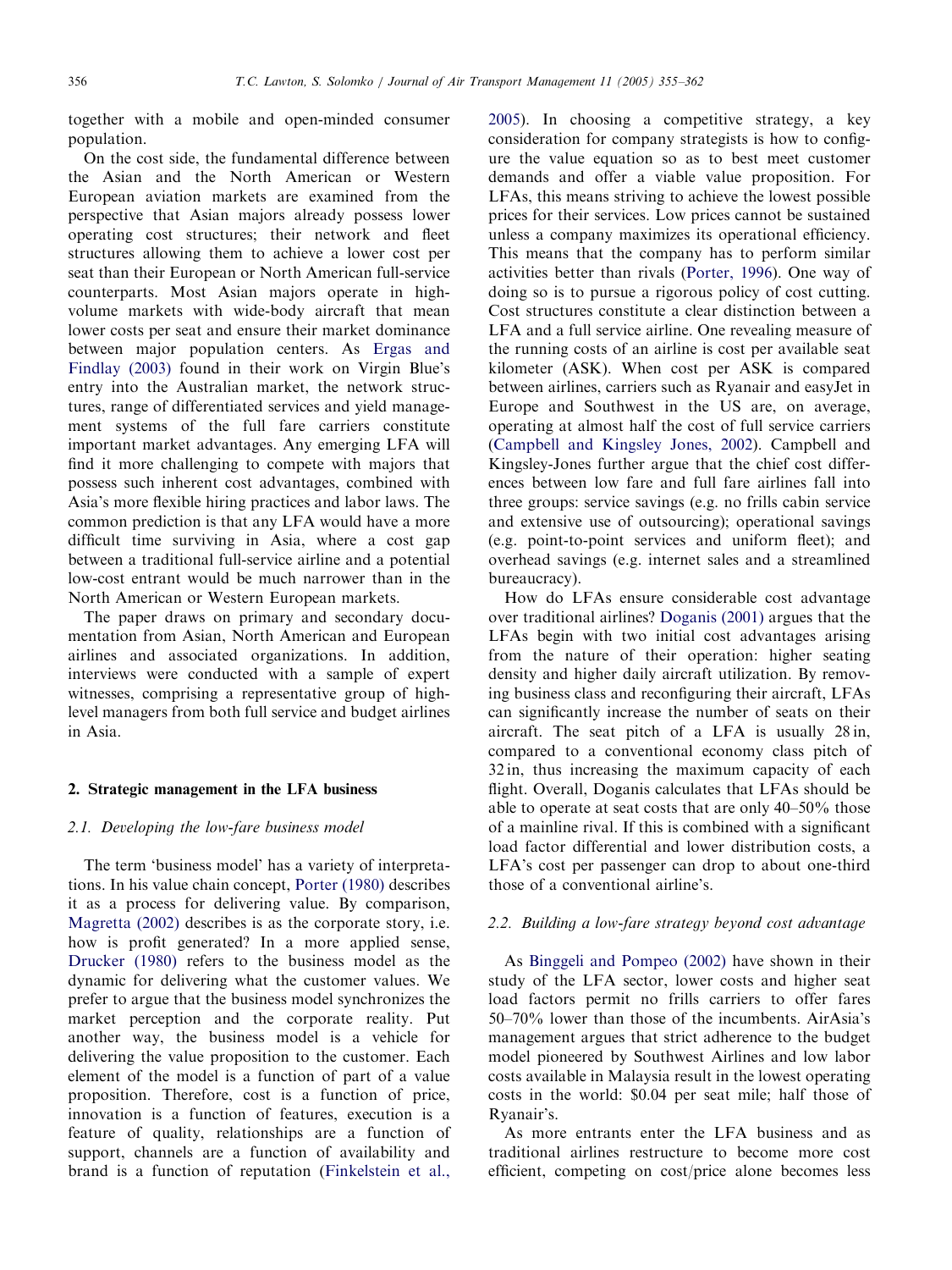together with a mobile and open-minded consumer population.

On the cost side, the fundamental difference between the Asian and the North American or Western European aviation markets are examined from the perspective that Asian majors already possess lower operating cost structures; their network and fleet structures allowing them to achieve a lower cost per seat than their European or North American full-service counterparts. Most Asian majors operate in high-volume markets with wide-body aircraft that mean lower costs per seat and ensure their market dominance between major population centers. As Ergas and Findlay (2003) found in their work on Virgin Blue's entry into the Australian market, the network structures, range of differentiated services and yield management systems of the full fare carriers constitute important market advantages. Any emerging LFA will find it more challenging to compete with majors that possess such inherent cost advantages, combined with Asia's more flexible hiring practices and labor laws. The common prediction is that any LFA would have a more difficult time surviving in Asia, where a cost gap between a traditional full-service airline and a potential low-cost entrant would be much narrower than in the North American or Western European markets.

The paper draws on primary and secondary documentation from Asian, North American and European airlines and associated organizations. In addition, interviews were conducted with a sample of expert witnesses, comprising a representative group of high-level managers from both full service and budget airlines in Asia.

## 2. Strategic management in the LFA business

### *2.1. Developing the low-fare business model*

The term 'business model' has a variety of interpretations. In his value chain concept, Porter (1980) describes it as a process for delivering value. By comparison, Magretta (2002) describes is as the corporate story, i.e. how is profit generated? In a more applied sense, Drucker (1980) refers to the business model as the dynamic for delivering what the customer values. We prefer to argue that the business model synchronizes the market perception and the corporate reality. Put another way, the business model is a vehicle for delivering the value proposition to the customer. Each element of the model is a function of part of a value proposition. Therefore, cost is a function of price, innovation is a function of features, execution is a feature of quality, relationships are a function of support, channels are a function of availability and brand is a function of reputation (Finkelstein et al., 2005). In choosing a competitive strategy, a key consideration for company strategists is how to configure the value equation so as to best meet customer demands and offer a viable value proposition. For LFAs, this means striving to achieve the lowest possible prices for their services. Low prices cannot be sustained unless a company maximizes its operational efficiency. This means that the company has to perform similar activities better than rivals (Porter, 1996). One way of doing so is to pursue a rigorous policy of cost cutting. Cost structures constitute a clear distinction between a LFA and a full service airline. One revealing measure of the running costs of an airline is cost per available seat kilometer (ASK). When cost per ASK is compared between airlines, carriers such as Ryanair and easyJet in Europe and Southwest in the US are, on average, operating at almost half the cost of full service carriers (Campbell and Kingsley Jones, 2002). Campbell and Kingsley-Jones further argue that the chief cost differences between low fare and full fare airlines fall into three groups: service savings (e.g. no frills cabin service and extensive use of outsourcing); operational savings (e.g. point-to-point services and uniform fleet); and overhead savings (e.g. internet sales and a streamlined bureaucracy).

How do LFAs ensure considerable cost advantage over traditional airlines? Doganis (2001) argues that the LFAs begin with two initial cost advantages arising from the nature of their operation: higher seating density and higher daily aircraft utilization. By removing business class and reconfiguring their aircraft, LFAs can significantly increase the number of seats on their aircraft. The seat pitch of a LFA is usually 28 in, compared to a conventional economy class pitch of 32 in, thus increasing the maximum capacity of each flight. Overall, Doganis calculates that LFAs should be able to operate at seat costs that are only 40–50% those of a mainline rival. If this is combined with a significant load factor differential and lower distribution costs, a LFA's cost per passenger can drop to about one-third those of a conventional airline's.

### *2.2. Building a low-fare strategy beyond cost advantage*

As Binggeli and Pompeo (2002) have shown in their study of the LFA sector, lower costs and higher seat load factors permit no frills carriers to offer fares 50–70% lower than those of the incumbents. AirAsia's management argues that strict adherence to the budget model pioneered by Southwest Airlines and low labor costs available in Malaysia result in the lowest operating costs in the world: $0.04 per seat mile; half those of Ryanair's.

As more entrants enter the LFA business and as traditional airlines restructure to become more cost efficient, competing on cost/price alone becomes less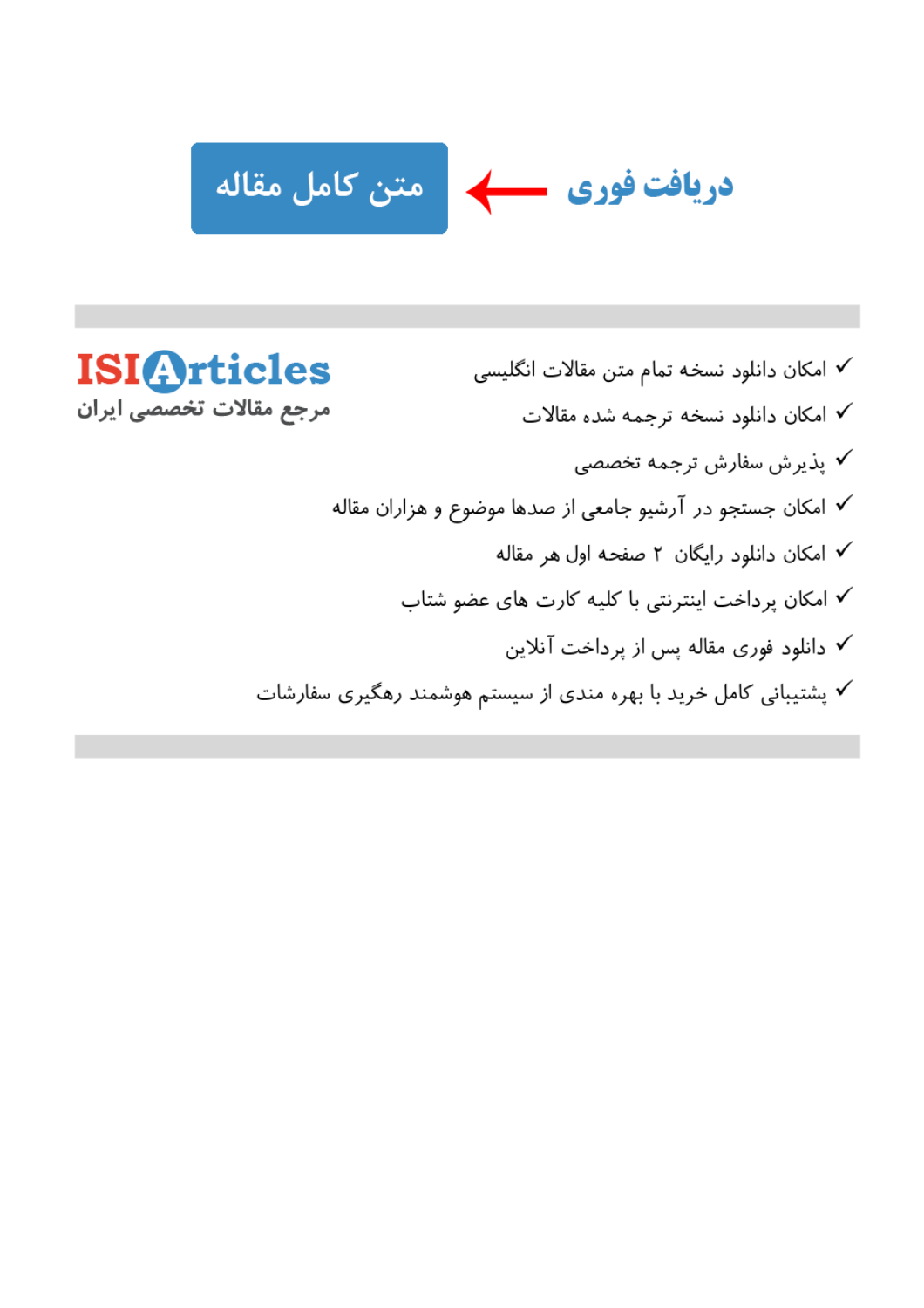دریافت فوری ← **متن کامل مقاله**

**ISIArticles**
مرجع مقالات تخصصی ایران

- ✓ امکان دانلود نسخه تمام متن مقالات انگلیسی
- ✓ امکان دانلود نسخه ترجمه شده مقالات
- ✓ پذیرش سفارش ترجمه تخصصی
- ✓ امکان جستجو در آرشیو جامعی از صدها موضوع و هزاران مقاله
- ✓ امکان دانلود رایگان ۲ صفحه اول هر مقاله
- ✓ امکان پرداخت اینترنتی با کلیه کارت های عضو شتاب
- ✓ دانلود فوری مقاله پس از پرداخت آنلاین
- ✓ پشتیبانی کامل خرید با بهره مندی از سیستم هوشمند رهگیری سفارشات